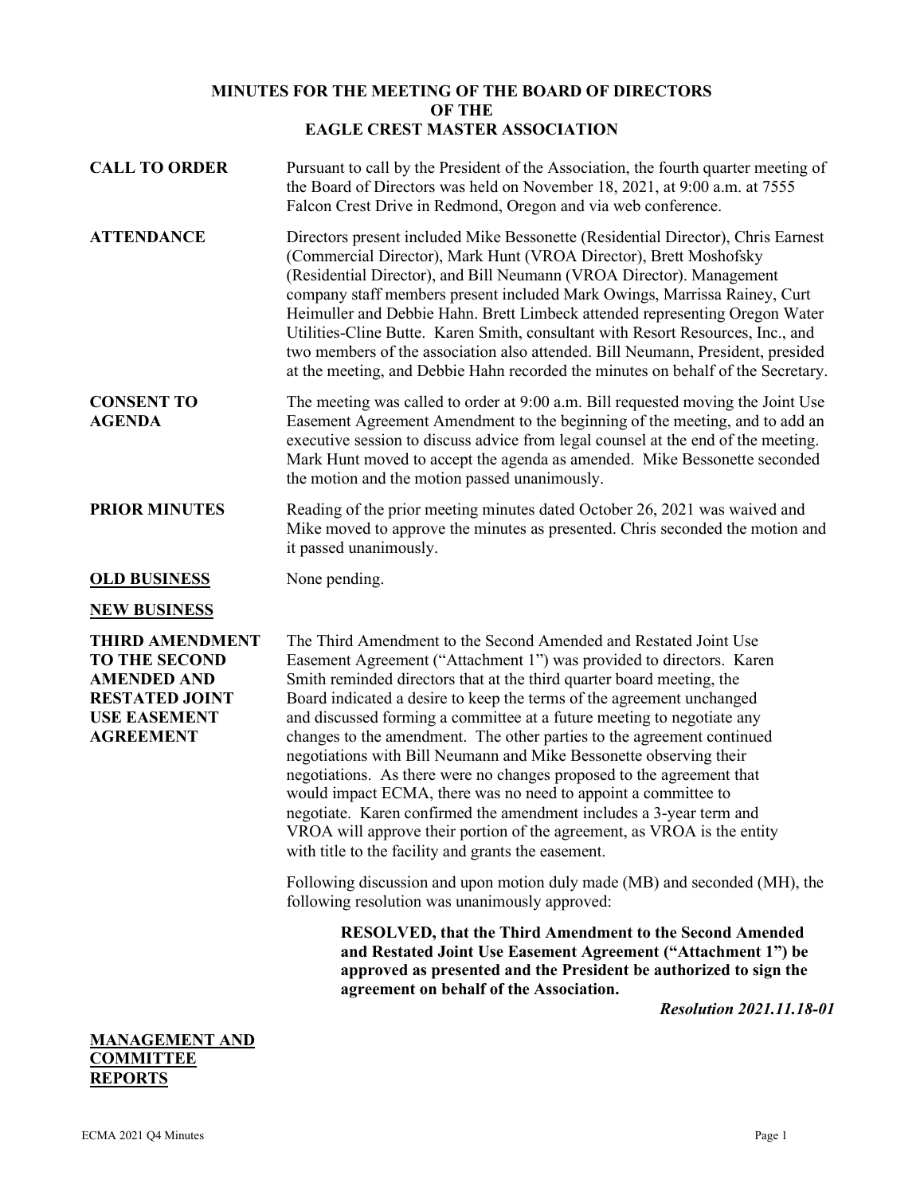# MINUTES FOR THE MEETING OF THE BOARD OF DIRECTORS OF THE EAGLE CREST MASTER ASSOCIATION

**CALL TO ORDER**

Pursuant to call by the President of the Association, the fourth quarter meeting of the Board of Directors was held on November 18, 2021, at 9:00 a.m. at 7555 Falcon Crest Drive in Redmond, Oregon and via web conference.

**ATTENDANCE**

Directors present included Mike Bessonette (Residential Director), Chris Earnest (Commercial Director), Mark Hunt (VROA Director), Brett Moshofsky (Residential Director), and Bill Neumann (VROA Director). Management company staff members present included Mark Owings, Marrissa Rainey, Curt Heimuller and Debbie Hahn. Brett Limbeck attended representing Oregon Water Utilities-Cline Butte. Karen Smith, consultant with Resort Resources, Inc., and two members of the association also attended. Bill Neumann, President, presided at the meeting, and Debbie Hahn recorded the minutes on behalf of the Secretary.

**CONSENT TO AGENDA**

The meeting was called to order at 9:00 a.m. Bill requested moving the Joint Use Easement Agreement Amendment to the beginning of the meeting, and to add an executive session to discuss advice from legal counsel at the end of the meeting. Mark Hunt moved to accept the agenda as amended. Mike Bessonette seconded the motion and the motion passed unanimously.

**PRIOR MINUTES**

Reading of the prior meeting minutes dated October 26, 2021 was waived and Mike moved to approve the minutes as presented. Chris seconded the motion and it passed unanimously.

**OLD BUSINESS**

None pending.

**NEW BUSINESS**

**THIRD AMENDMENT TO THE SECOND AMENDED AND RESTATED JOINT USE EASEMENT AGREEMENT**

The Third Amendment to the Second Amended and Restated Joint Use Easement Agreement ("Attachment 1") was provided to directors. Karen Smith reminded directors that at the third quarter board meeting, the Board indicated a desire to keep the terms of the agreement unchanged and discussed forming a committee at a future meeting to negotiate any changes to the amendment. The other parties to the agreement continued negotiations with Bill Neumann and Mike Bessonette observing their negotiations. As there were no changes proposed to the agreement that would impact ECMA, there was no need to appoint a committee to negotiate. Karen confirmed the amendment includes a 3-year term and VROA will approve their portion of the agreement, as VROA is the entity with title to the facility and grants the easement.

Following discussion and upon motion duly made (MB) and seconded (MH), the following resolution was unanimously approved:

> **RESOLVED, that the Third Amendment to the Second Amended and Restated Joint Use Easement Agreement ("Attachment 1") be approved as presented and the President be authorized to sign the agreement on behalf of the Association.**

*Resolution 2021.11.18-01*

**MANAGEMENT AND COMMITTEE REPORTS**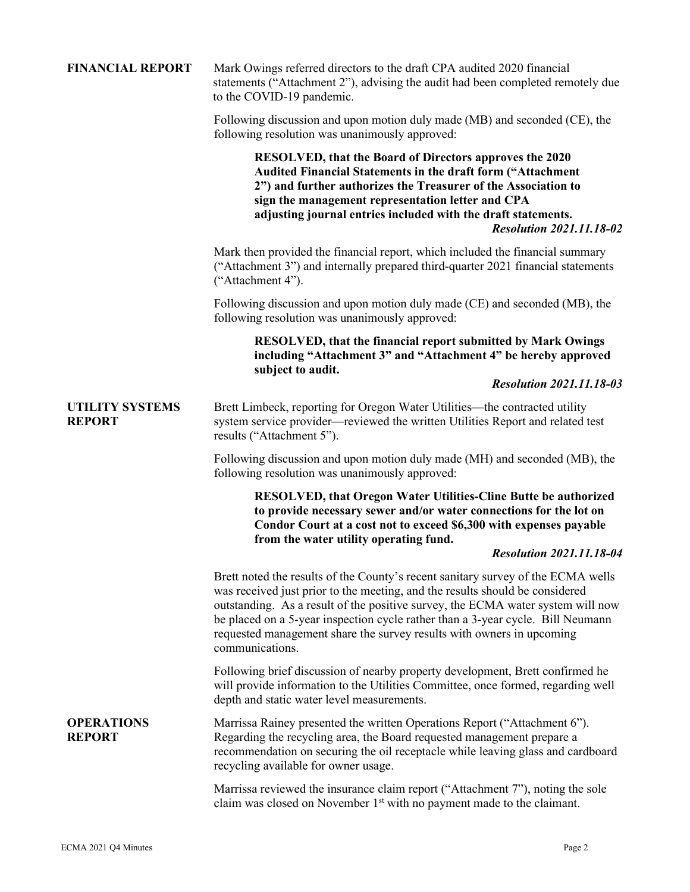## FINANCIAL REPORT

Mark Owings referred directors to the draft CPA audited 2020 financial statements ("Attachment 2"), advising the audit had been completed remotely due to the COVID-19 pandemic.

Following discussion and upon motion duly made (MB) and seconded (CE), the following resolution was unanimously approved:

> **RESOLVED, that the Board of Directors approves the 2020 Audited Financial Statements in the draft form ("Attachment 2") and further authorizes the Treasurer of the Association to sign the management representation letter and CPA adjusting journal entries included with the draft statements.**
>
> ***Resolution 2021.11.18-02***

Mark then provided the financial report, which included the financial summary ("Attachment 3") and internally prepared third-quarter 2021 financial statements ("Attachment 4").

Following discussion and upon motion duly made (CE) and seconded (MB), the following resolution was unanimously approved:

> **RESOLVED, that the financial report submitted by Mark Owings including "Attachment 3" and "Attachment 4" be hereby approved subject to audit.**
>
> ***Resolution 2021.11.18-03***

## UTILITY SYSTEMS REPORT

Brett Limbeck, reporting for Oregon Water Utilities—the contracted utility system service provider—reviewed the written Utilities Report and related test results ("Attachment 5").

Following discussion and upon motion duly made (MH) and seconded (MB), the following resolution was unanimously approved:

> **RESOLVED, that Oregon Water Utilities-Cline Butte be authorized to provide necessary sewer and/or water connections for the lot on Condor Court at a cost not to exceed $6,300 with expenses payable from the water utility operating fund.**
>
> ***Resolution 2021.11.18-04***

Brett noted the results of the County's recent sanitary survey of the ECMA wells was received just prior to the meeting, and the results should be considered outstanding. As a result of the positive survey, the ECMA water system will now be placed on a 5-year inspection cycle rather than a 3-year cycle. Bill Neumann requested management share the survey results with owners in upcoming communications.

Following brief discussion of nearby property development, Brett confirmed he will provide information to the Utilities Committee, once formed, regarding well depth and static water level measurements.

## OPERATIONS REPORT

Marrissa Rainey presented the written Operations Report ("Attachment 6"). Regarding the recycling area, the Board requested management prepare a recommendation on securing the oil receptacle while leaving glass and cardboard recycling available for owner usage.

Marrissa reviewed the insurance claim report ("Attachment 7"), noting the sole claim was closed on November 1st with no payment made to the claimant.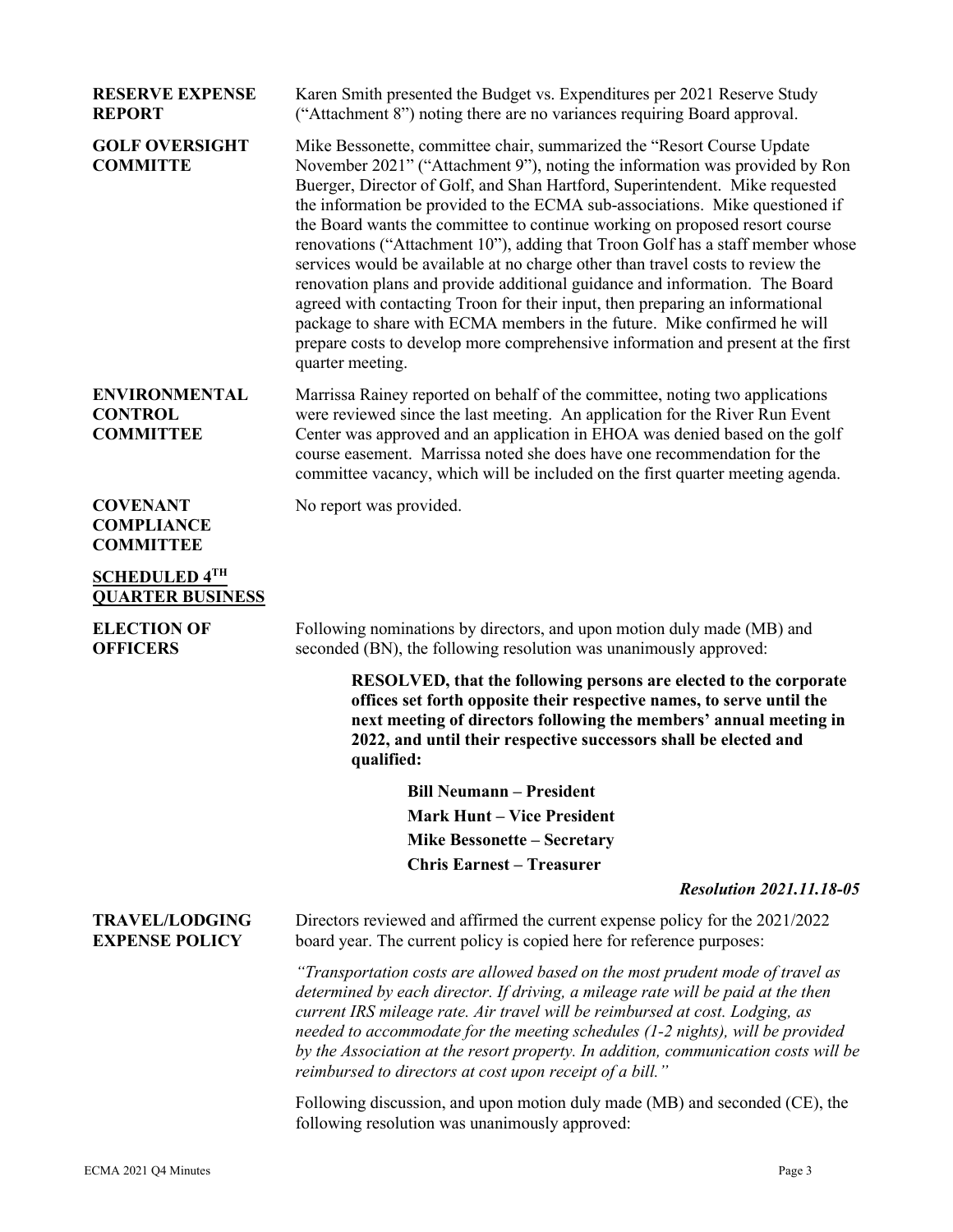**RESERVE EXPENSE REPORT**

Karen Smith presented the Budget vs. Expenditures per 2021 Reserve Study ("Attachment 8") noting there are no variances requiring Board approval.

**GOLF OVERSIGHT COMMITTE**

Mike Bessonette, committee chair, summarized the "Resort Course Update November 2021" ("Attachment 9"), noting the information was provided by Ron Buerger, Director of Golf, and Shan Hartford, Superintendent. Mike requested the information be provided to the ECMA sub-associations. Mike questioned if the Board wants the committee to continue working on proposed resort course renovations ("Attachment 10"), adding that Troon Golf has a staff member whose services would be available at no charge other than travel costs to review the renovation plans and provide additional guidance and information. The Board agreed with contacting Troon for their input, then preparing an informational package to share with ECMA members in the future. Mike confirmed he will prepare costs to develop more comprehensive information and present at the first quarter meeting.

**ENVIRONMENTAL CONTROL COMMITTEE**

Marrissa Rainey reported on behalf of the committee, noting two applications were reviewed since the last meeting. An application for the River Run Event Center was approved and an application in EHOA was denied based on the golf course easement. Marrissa noted she does have one recommendation for the committee vacancy, which will be included on the first quarter meeting agenda.

**COVENANT COMPLIANCE COMMITTEE**

No report was provided.

## SCHEDULED 4TH QUARTER BUSINESS

**ELECTION OF OFFICERS**

Following nominations by directors, and upon motion duly made (MB) and seconded (BN), the following resolution was unanimously approved:

> **RESOLVED, that the following persons are elected to the corporate offices set forth opposite their respective names, to serve until the next meeting of directors following the members' annual meeting in 2022, and until their respective successors shall be elected and qualified:**
>
> **Bill Neumann – President**
> **Mark Hunt – Vice President**
> **Mike Bessonette – Secretary**
> **Chris Earnest – Treasurer**

***Resolution 2021.11.18-05***

**TRAVEL/LODGING EXPENSE POLICY**

Directors reviewed and affirmed the current expense policy for the 2021/2022 board year. The current policy is copied here for reference purposes:

*"Transportation costs are allowed based on the most prudent mode of travel as determined by each director. If driving, a mileage rate will be paid at the then current IRS mileage rate. Air travel will be reimbursed at cost. Lodging, as needed to accommodate for the meeting schedules (1-2 nights), will be provided by the Association at the resort property. In addition, communication costs will be reimbursed to directors at cost upon receipt of a bill."*

Following discussion, and upon motion duly made (MB) and seconded (CE), the following resolution was unanimously approved: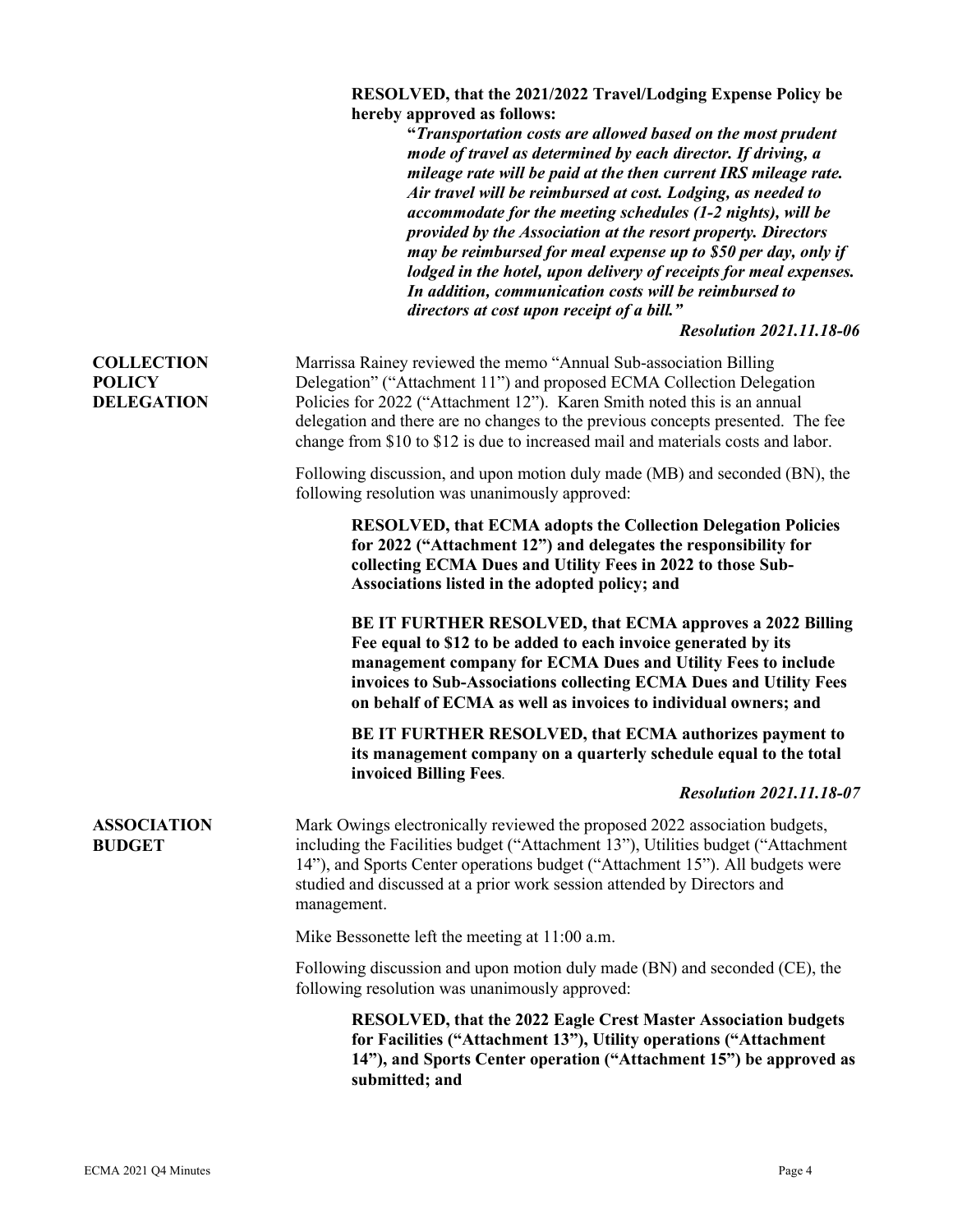**RESOLVED, that the 2021/2022 Travel/Lodging Expense Policy be hereby approved as follows:**

> **"*Transportation costs are allowed based on the most prudent mode of travel as determined by each director. If driving, a mileage rate will be paid at the then current IRS mileage rate. Air travel will be reimbursed at cost. Lodging, as needed to accommodate for the meeting schedules (1-2 nights), will be provided by the Association at the resort property. Directors may be reimbursed for meal expense up to $50 per day, only if lodged in the hotel, upon delivery of receipts for meal expenses. In addition, communication costs will be reimbursed to directors at cost upon receipt of a bill.*"**

***Resolution 2021.11.18-06***

**COLLECTION POLICY DELEGATION**

Marrissa Rainey reviewed the memo "Annual Sub-association Billing Delegation" ("Attachment 11") and proposed ECMA Collection Delegation Policies for 2022 ("Attachment 12"). Karen Smith noted this is an annual delegation and there are no changes to the previous concepts presented. The fee change from $10 to $12 is due to increased mail and materials costs and labor.

Following discussion, and upon motion duly made (MB) and seconded (BN), the following resolution was unanimously approved:

**RESOLVED, that ECMA adopts the Collection Delegation Policies for 2022 ("Attachment 12") and delegates the responsibility for collecting ECMA Dues and Utility Fees in 2022 to those Sub-Associations listed in the adopted policy; and**

**BE IT FURTHER RESOLVED, that ECMA approves a 2022 Billing Fee equal to $12 to be added to each invoice generated by its management company for ECMA Dues and Utility Fees to include invoices to Sub-Associations collecting ECMA Dues and Utility Fees on behalf of ECMA as well as invoices to individual owners; and**

**BE IT FURTHER RESOLVED, that ECMA authorizes payment to its management company on a quarterly schedule equal to the total invoiced Billing Fees**.

***Resolution 2021.11.18-07***

**ASSOCIATION BUDGET**

Mark Owings electronically reviewed the proposed 2022 association budgets, including the Facilities budget ("Attachment 13"), Utilities budget ("Attachment 14"), and Sports Center operations budget ("Attachment 15"). All budgets were studied and discussed at a prior work session attended by Directors and management.

Mike Bessonette left the meeting at 11:00 a.m.

Following discussion and upon motion duly made (BN) and seconded (CE), the following resolution was unanimously approved:

**RESOLVED, that the 2022 Eagle Crest Master Association budgets for Facilities ("Attachment 13"), Utility operations ("Attachment 14"), and Sports Center operation ("Attachment 15") be approved as submitted; and**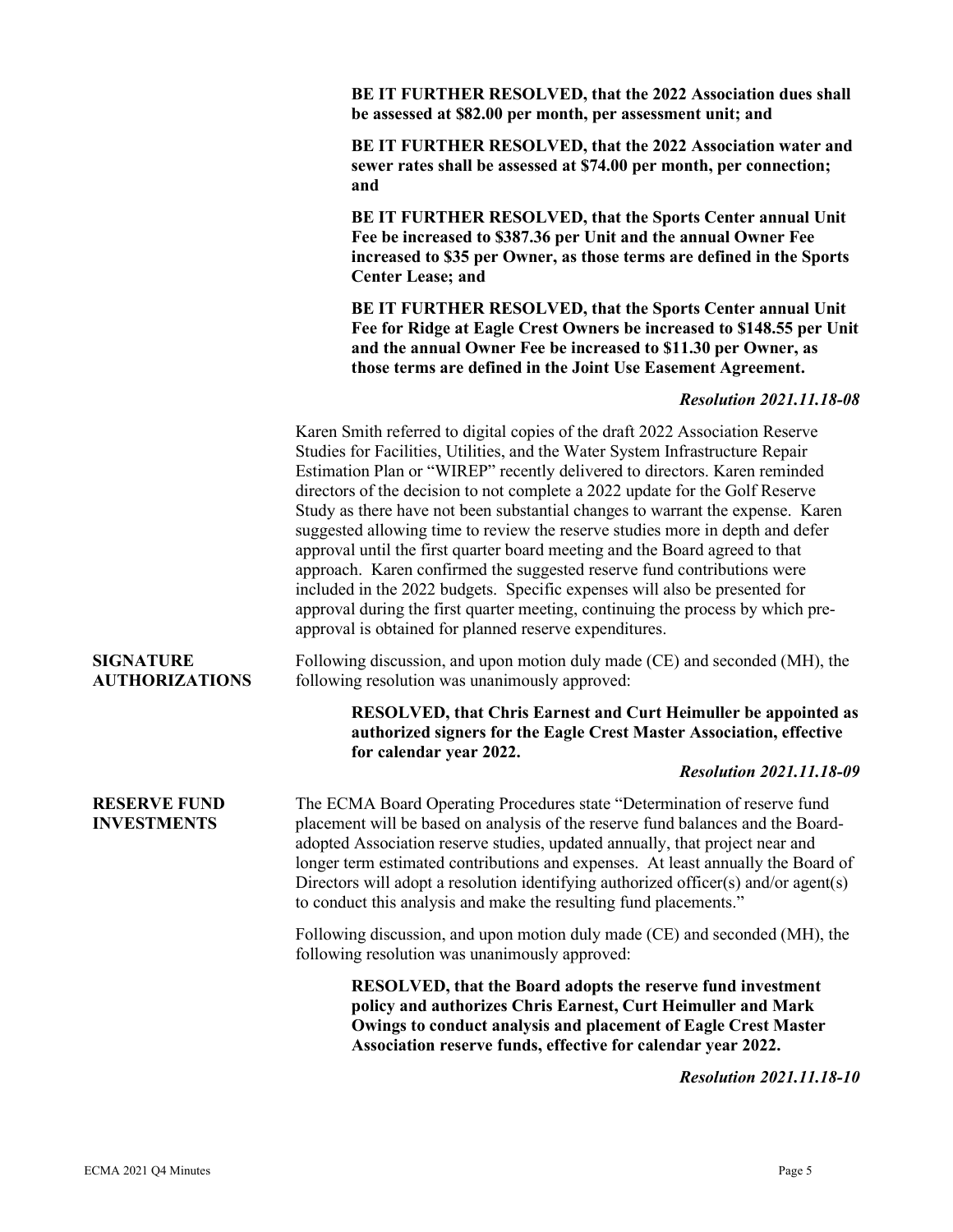**BE IT FURTHER RESOLVED, that the 2022 Association dues shall be assessed at $82.00 per month, per assessment unit; and**

**BE IT FURTHER RESOLVED, that the 2022 Association water and sewer rates shall be assessed at $74.00 per month, per connection; and**

**BE IT FURTHER RESOLVED, that the Sports Center annual Unit Fee be increased to $387.36 per Unit and the annual Owner Fee increased to $35 per Owner, as those terms are defined in the Sports Center Lease; and**

**BE IT FURTHER RESOLVED, that the Sports Center annual Unit Fee for Ridge at Eagle Crest Owners be increased to $148.55 per Unit and the annual Owner Fee be increased to $11.30 per Owner, as those terms are defined in the Joint Use Easement Agreement.**

***Resolution 2021.11.18-08***

Karen Smith referred to digital copies of the draft 2022 Association Reserve Studies for Facilities, Utilities, and the Water System Infrastructure Repair Estimation Plan or "WIREP" recently delivered to directors. Karen reminded directors of the decision to not complete a 2022 update for the Golf Reserve Study as there have not been substantial changes to warrant the expense. Karen suggested allowing time to review the reserve studies more in depth and defer approval until the first quarter board meeting and the Board agreed to that approach. Karen confirmed the suggested reserve fund contributions were included in the 2022 budgets. Specific expenses will also be presented for approval during the first quarter meeting, continuing the process by which pre-approval is obtained for planned reserve expenditures.

**SIGNATURE AUTHORIZATIONS**

Following discussion, and upon motion duly made (CE) and seconded (MH), the following resolution was unanimously approved:

**RESOLVED, that Chris Earnest and Curt Heimuller be appointed as authorized signers for the Eagle Crest Master Association, effective for calendar year 2022.**

***Resolution 2021.11.18-09***

**RESERVE FUND INVESTMENTS**

The ECMA Board Operating Procedures state "Determination of reserve fund placement will be based on analysis of the reserve fund balances and the Board-adopted Association reserve studies, updated annually, that project near and longer term estimated contributions and expenses. At least annually the Board of Directors will adopt a resolution identifying authorized officer(s) and/or agent(s) to conduct this analysis and make the resulting fund placements."

Following discussion, and upon motion duly made (CE) and seconded (MH), the following resolution was unanimously approved:

**RESOLVED, that the Board adopts the reserve fund investment policy and authorizes Chris Earnest, Curt Heimuller and Mark Owings to conduct analysis and placement of Eagle Crest Master Association reserve funds, effective for calendar year 2022.**

***Resolution 2021.11.18-10***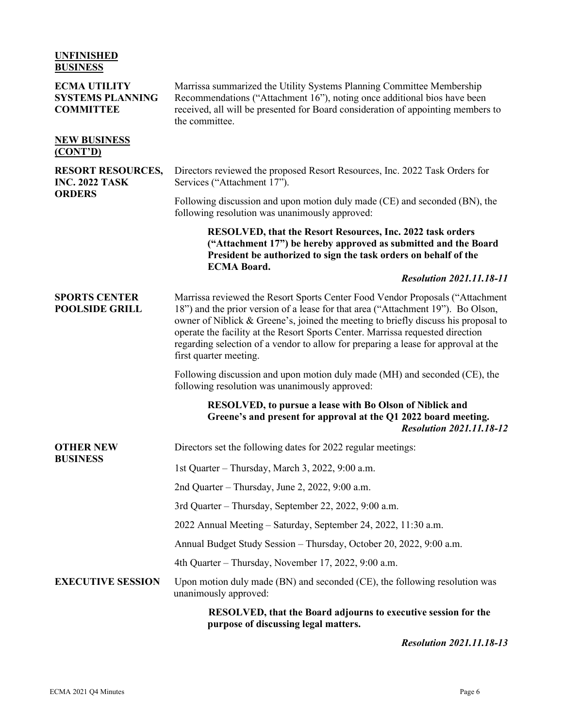## UNFINISHED BUSINESS

**ECMA UTILITY SYSTEMS PLANNING COMMITTEE**

Marrissa summarized the Utility Systems Planning Committee Membership Recommendations ("Attachment 16"), noting once additional bios have been received, all will be presented for Board consideration of appointing members to the committee.

## NEW BUSINESS (CONT'D)

**RESORT RESOURCES, INC. 2022 TASK ORDERS**

Directors reviewed the proposed Resort Resources, Inc. 2022 Task Orders for Services ("Attachment 17").

Following discussion and upon motion duly made (CE) and seconded (BN), the following resolution was unanimously approved:

> **RESOLVED, that the Resort Resources, Inc. 2022 task orders ("Attachment 17") be hereby approved as submitted and the Board President be authorized to sign the task orders on behalf of the ECMA Board.**
>
> ***Resolution 2021.11.18-11***

**SPORTS CENTER POOLSIDE GRILL**

Marrissa reviewed the Resort Sports Center Food Vendor Proposals ("Attachment 18") and the prior version of a lease for that area ("Attachment 19"). Bo Olson, owner of Niblick & Greene's, joined the meeting to briefly discuss his proposal to operate the facility at the Resort Sports Center. Marrissa requested direction regarding selection of a vendor to allow for preparing a lease for approval at the first quarter meeting.

Following discussion and upon motion duly made (MH) and seconded (CE), the following resolution was unanimously approved:

> **RESOLVED, to pursue a lease with Bo Olson of Niblick and Greene's and present for approval at the Q1 2022 board meeting.**
>
> ***Resolution 2021.11.18-12***

**OTHER NEW BUSINESS**

Directors set the following dates for 2022 regular meetings:

1st Quarter – Thursday, March 3, 2022, 9:00 a.m.

2nd Quarter – Thursday, June 2, 2022, 9:00 a.m.

3rd Quarter – Thursday, September 22, 2022, 9:00 a.m.

2022 Annual Meeting – Saturday, September 24, 2022, 11:30 a.m.

Annual Budget Study Session – Thursday, October 20, 2022, 9:00 a.m.

4th Quarter – Thursday, November 17, 2022, 9:00 a.m.

**EXECUTIVE SESSION**

Upon motion duly made (BN) and seconded (CE), the following resolution was unanimously approved:

> **RESOLVED, that the Board adjourns to executive session for the purpose of discussing legal matters.**
>
> ***Resolution 2021.11.18-13***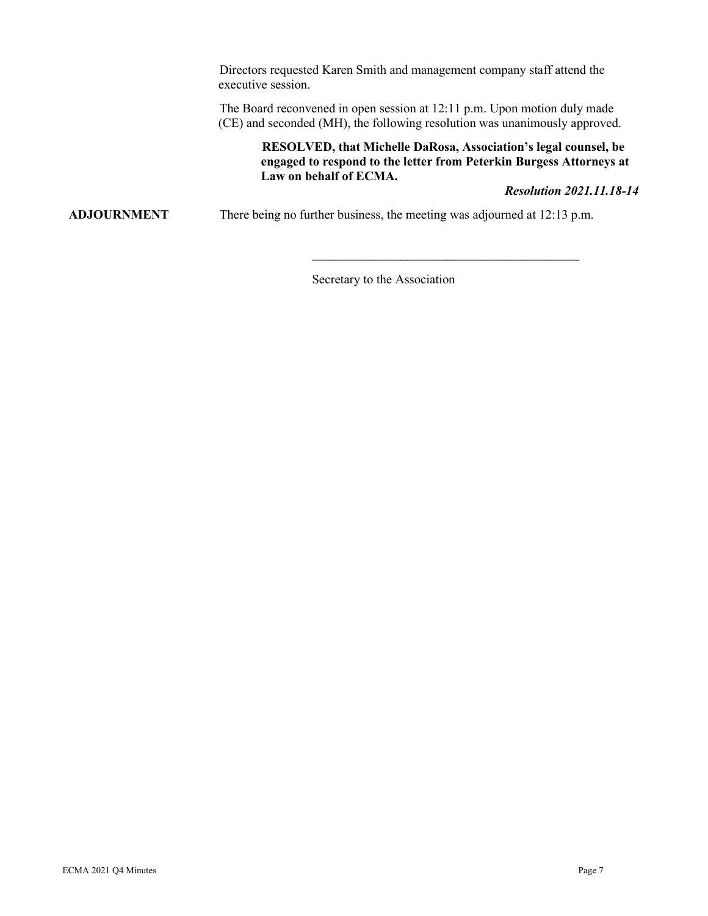Directors requested Karen Smith and management company staff attend the executive session.

The Board reconvened in open session at 12:11 p.m. Upon motion duly made (CE) and seconded (MH), the following resolution was unanimously approved.

> **RESOLVED, that Michelle DaRosa, Association's legal counsel, be engaged to respond to the letter from Peterkin Burgess Attorneys at Law on behalf of ECMA.**
>
> ***Resolution 2021.11.18-14***

**ADJOURNMENT** There being no further business, the meeting was adjourned at 12:13 p.m.

\_\_\_\_\_\_\_\_\_\_\_\_\_\_\_\_\_\_\_\_\_\_\_\_\_\_\_\_\_\_\_\_\_\_\_\_\_\_\_\_\_\_

Secretary to the Association